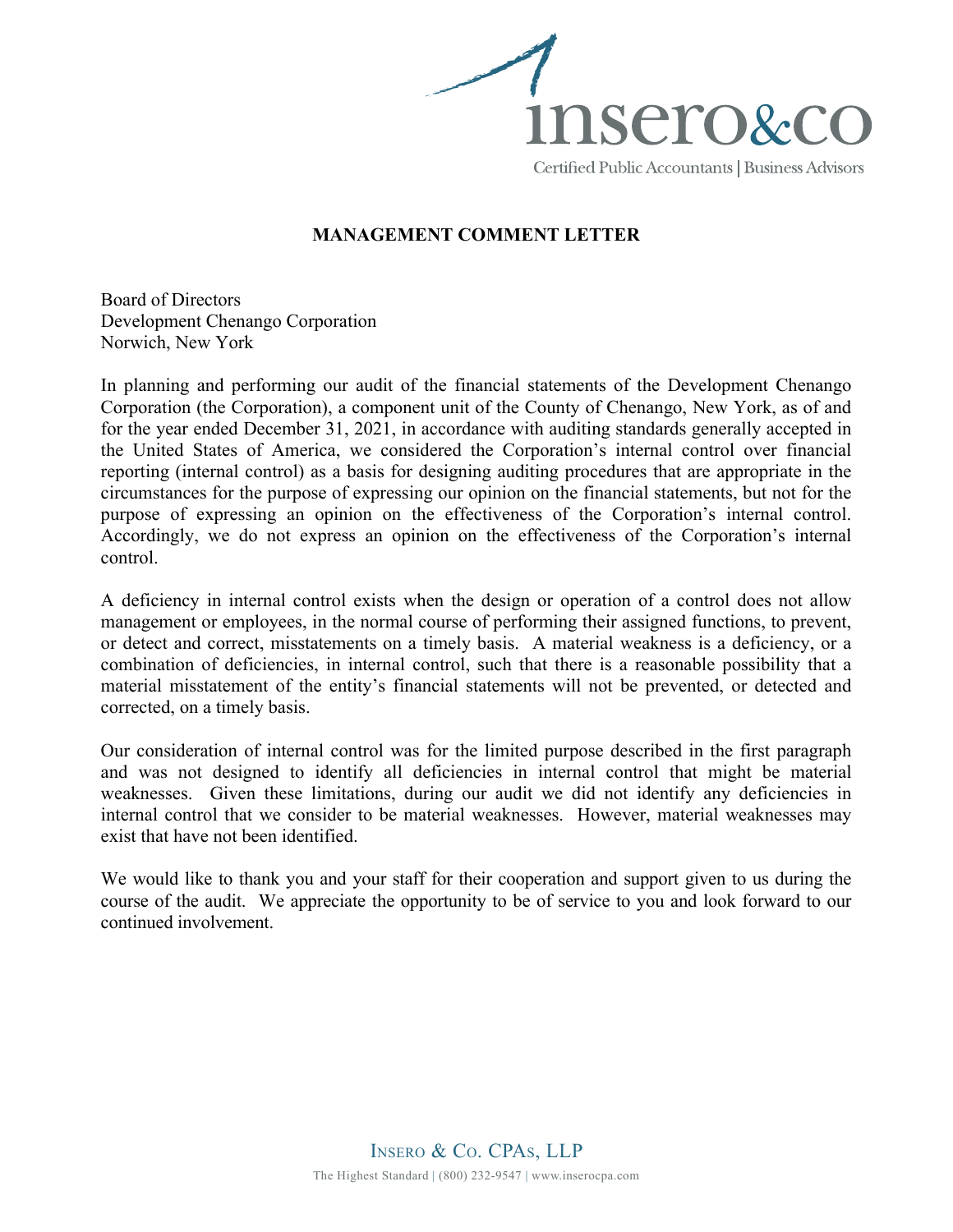insero&co

Certified Public Accountants | Business Advisors

## MANAGEMENT COMMENT LETTER

Board of Directors
Development Chenango Corporation
Norwich, New York

In planning and performing our audit of the financial statements of the Development Chenango Corporation (the Corporation), a component unit of the County of Chenango, New York, as of and for the year ended December 31, 2021, in accordance with auditing standards generally accepted in the United States of America, we considered the Corporation's internal control over financial reporting (internal control) as a basis for designing auditing procedures that are appropriate in the circumstances for the purpose of expressing our opinion on the financial statements, but not for the purpose of expressing an opinion on the effectiveness of the Corporation's internal control. Accordingly, we do not express an opinion on the effectiveness of the Corporation's internal control.

A deficiency in internal control exists when the design or operation of a control does not allow management or employees, in the normal course of performing their assigned functions, to prevent, or detect and correct, misstatements on a timely basis. A material weakness is a deficiency, or a combination of deficiencies, in internal control, such that there is a reasonable possibility that a material misstatement of the entity's financial statements will not be prevented, or detected and corrected, on a timely basis.

Our consideration of internal control was for the limited purpose described in the first paragraph and was not designed to identify all deficiencies in internal control that might be material weaknesses. Given these limitations, during our audit we did not identify any deficiencies in internal control that we consider to be material weaknesses. However, material weaknesses may exist that have not been identified.

We would like to thank you and your staff for their cooperation and support given to us during the course of the audit. We appreciate the opportunity to be of service to you and look forward to our continued involvement.

INSERO & CO. CPAS, LLP

The Highest Standard | (800) 232-9547 | www.inserocpa.com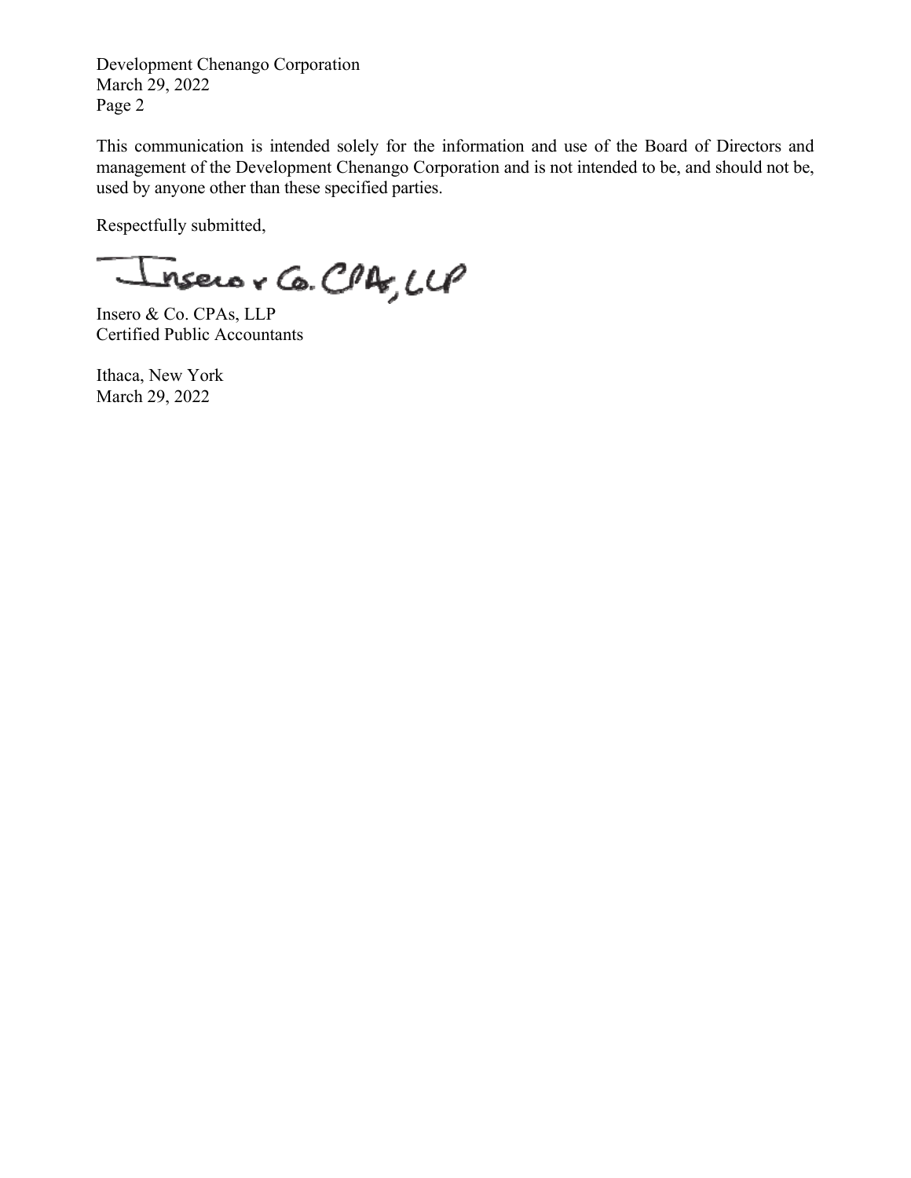This communication is intended solely for the information and use of the Board of Directors and management of the Development Chenango Corporation and is not intended to be, and should not be, used by anyone other than these specified parties.

Respectfully submitted,

Insero & Co. CPAs, LLP

Insero & Co. CPAs, LLP
Certified Public Accountants

Ithaca, New York
March 29, 2022